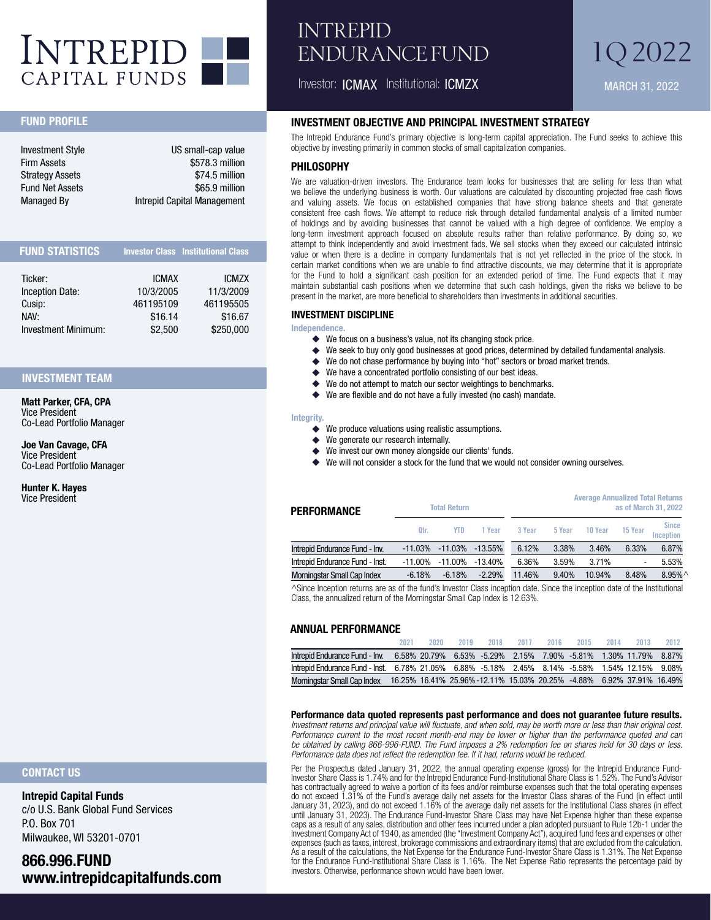# INTREPID CAPITAL FUNDS

# INTREPID ENDURANCE FUND

Investor: **ICMAX** Institutional: **ICMZX**

# 1Q 2022

MARCH 31, 2022

## FUND PROFILE

| | |
|---|---|
| Investment Style | US small-cap value |
| Firm Assets | $578.3 million |
| Strategy Assets | $74.5 million |
| Fund Net Assets | $65.9 million |
| Managed By | Intrepid Capital Management |

## FUND STATISTICS

| | Investor Class | Institutional Class |
|---|---|---|
| Ticker: | ICMAX | ICMZX |
| Inception Date: | 10/3/2005 | 11/3/2009 |
| Cusip: | 461195109 | 461195505 |
| NAV: | $16.14 | $16.67 |
| Investment Minimum: | $2,500 | $250,000 |

## INVESTMENT TEAM

**Matt Parker, CFA, CPA**
Vice President
Co-Lead Portfolio Manager

**Joe Van Cavage, CFA**
Vice President
Co-Lead Portfolio Manager

**Hunter K. Hayes**
Vice President

## CONTACT US

**Intrepid Capital Funds**
c/o U.S. Bank Global Fund Services
P.O. Box 701
Milwaukee, WI 53201-0701

**866.996.FUND**
**www.intrepidcapitalfunds.com**

## INVESTMENT OBJECTIVE AND PRINCIPAL INVESTMENT STRATEGY

The Intrepid Endurance Fund's primary objective is long-term capital appreciation. The Fund seeks to achieve this objective by investing primarily in common stocks of small capitalization companies.

## PHILOSOPHY

We are valuation-driven investors. The Endurance team looks for businesses that are selling for less than what we believe the underlying business is worth. Our valuations are calculated by discounting projected free cash flows and valuing assets. We focus on established companies that have strong balance sheets and that generate consistent free cash flows. We attempt to reduce risk through detailed fundamental analysis of a limited number of holdings and by avoiding businesses that cannot be valued with a high degree of confidence. We employ a long-term investment approach focused on absolute results rather than relative performance. By doing so, we attempt to think independently and avoid investment fads. We sell stocks when they exceed our calculated intrinsic value or when there is a decline in company fundamentals that is not yet reflected in the price of the stock. In certain market conditions when we are unable to find attractive discounts, we may determine that it is appropriate for the Fund to hold a significant cash position for an extended period of time. The Fund expects that it may maintain substantial cash positions when we determine that such cash holdings, given the risks we believe to be present in the market, are more beneficial to shareholders than investments in additional securities.

## INVESTMENT DISCIPLINE

**Independence.**

- We focus on a business's value, not its changing stock price.
- We seek to buy only good businesses at good prices, determined by detailed fundamental analysis.
- We do not chase performance by buying into "hot" sectors or broad market trends.
- We have a concentrated portfolio consisting of our best ideas.
- We do not attempt to match our sector weightings to benchmarks.
- We are flexible and do not have a fully invested (no cash) mandate.

**Integrity.**

- We produce valuations using realistic assumptions.
- We generate our research internally.
- We invest our own money alongside our clients' funds.
- We will not consider a stock for the fund that we would not consider owning ourselves.

## PERFORMANCE

| | Total Return | | | Average Annualized Total Returns as of March 31, 2022 | | | | |
|---|---|---|---|---|---|---|---|---|
| | Qtr. | YTD | 1 Year | 3 Year | 5 Year | 10 Year | 15 Year | Since Inception |
| Intrepid Endurance Fund - Inv. | -11.03% | -11.03% | -13.55% | 6.12% | 3.38% | 3.46% | 6.33% | 6.87% |
| Intrepid Endurance Fund - Inst. | -11.00% | -11.00% | -13.40% | 6.36% | 3.59% | 3.71% | - | 5.53% |
| Morningstar Small Cap Index | -6.18% | -6.18% | -2.29% | 11.46% | 9.40% | 10.94% | 8.48% | 8.95%^ |

^Since Inception returns are as of the fund's Investor Class inception date. Since the inception date of the Institutional Class, the annualized return of the Morningstar Small Cap Index is 12.63%.

## ANNUAL PERFORMANCE

| | 2021 | 2020 | 2019 | 2018 | 2017 | 2016 | 2015 | 2014 | 2013 | 2012 |
|---|---|---|---|---|---|---|---|---|---|---|
| Intrepid Endurance Fund - Inv. | 6.58% | 20.79% | 6.53% | -5.29% | 2.15% | 7.90% | -5.81% | 1.30% | 11.79% | 8.87% |
| Intrepid Endurance Fund - Inst. | 6.78% | 21.05% | 6.88% | -5.18% | 2.45% | 8.14% | -5.58% | 1.54% | 12.15% | 9.08% |
| Morningstar Small Cap Index | 16.25% | 16.41% | 25.96% | -12.11% | 15.03% | 20.25% | -4.88% | 6.92% | 37.91% | 16.49% |

**Performance data quoted represents past performance and does not guarantee future results.** *Investment returns and principal value will fluctuate, and when sold, may be worth more or less than their original cost. Performance current to the most recent month-end may be lower or higher than the performance quoted and can be obtained by calling 866-996-FUND. The Fund imposes a 2% redemption fee on shares held for 30 days or less. Performance data does not reflect the redemption fee. If it had, returns would be reduced.*

Per the Prospectus dated January 31, 2022, the annual operating expense (gross) for the Intrepid Endurance Fund-Investor Share Class is 1.74% and for the Intrepid Endurance Fund-Institutional Share Class is 1.52%. The Fund's Advisor has contractually agreed to waive a portion of its fees and/or reimburse expenses such that the total operating expenses do not exceed 1.31% of the Fund's average daily net assets for the Investor Class shares of the Fund (in effect until January 31, 2023), and do not exceed 1.16% of the average daily net assets for the Institutional Class shares (in effect until January 31, 2023). The Endurance Fund-Investor Share Class may have Net Expense higher than these expense caps as a result of any sales, distribution and other fees incurred under a plan adopted pursuant to Rule 12b-1 under the Investment Company Act of 1940, as amended (the "Investment Company Act"), acquired fund fees and expenses or other expenses (such as taxes, interest, brokerage commissions and extraordinary items) that are excluded from the calculation. As a result of the calculations, the Net Expense for the Endurance Fund-Investor Share Class is 1.31%. The Net Expense for the Endurance Fund-Institutional Share Class is 1.16%. The Net Expense Ratio represents the percentage paid by investors. Otherwise, performance shown would have been lower.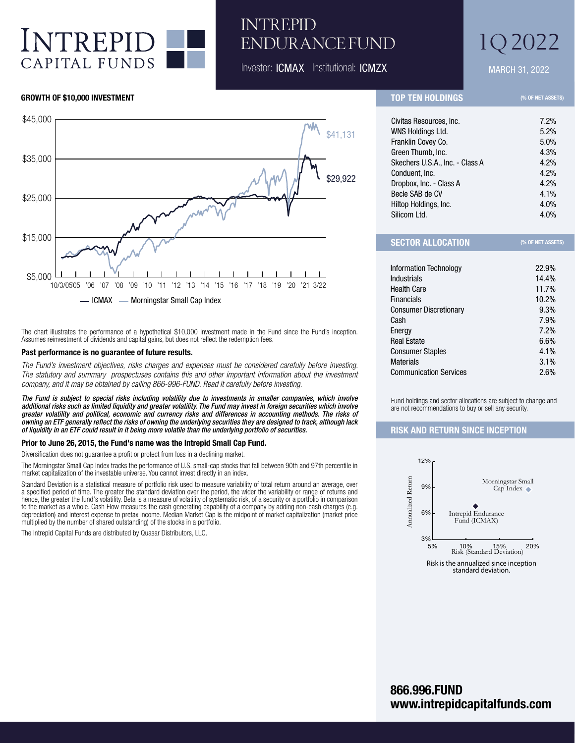# INTREPID CAPITAL FUNDS

## INTREPID ENDURANCE FUND

Investor: **ICMAX** Institutional: **ICMZX**

# 1Q 2022

MARCH 31, 2022

### GROWTH OF $10,000 INVESTMENT

$45,000
$35,000
$25,000
$15,000
$5,000
10/3/0505 '06 '07 '08 '09 '10 '11 '12 '13 '14 '15 '16 '17 '18 '19 '20 '21 3/22
$41,131
$29,922
— ICMAX — Morningstar Small Cap Index

The chart illustrates the performance of a hypothetical $10,000 investment made in the Fund since the Fund's inception. Assumes reinvestment of dividends and capital gains, but does not reflect the redemption fees.

**Past performance is no guarantee of future results.**

*The Fund's investment objectives, risks charges and expenses must be considered carefully before investing. The statutory and summary prospectuses contains this and other important information about the investment company, and it may be obtained by calling 866-996-FUND. Read it carefully before investing.*

***The Fund is subject to special risks including volatility due to investments in smaller companies, which involve additional risks such as limited liquidity and greater volatility. The Fund may invest in foreign securities which involve greater volatility and political, economic and currency risks and differences in accounting methods. The risks of owning an ETF generally reflect the risks of owning the underlying securities they are designed to track, although lack of liquidity in an ETF could result in it being more volatile than the underlying portfolio of securities.***

**Prior to June 26, 2015, the Fund's name was the Intrepid Small Cap Fund.**

Diversification does not guarantee a profit or protect from loss in a declining market.

The Morningstar Small Cap Index tracks the performance of U.S. small-cap stocks that fall between 90th and 97th percentile in market capitalization of the investable universe. You cannot invest directly in an index.

Standard Deviation is a statistical measure of portfolio risk used to measure variability of total return around an average, over a specified period of time. The greater the standard deviation over the period, the wider the variability or range of returns and hence, the greater the fund's volatility. Beta is a measure of volatility of systematic risk, of a security or a portfolio in comparison to the market as a whole. Cash Flow measures the cash generating capability of a company by adding non-cash charges (e.g. depreciation) and interest expense to pretax income. Median Market Cap is the midpoint of market capitalization (market price multiplied by the number of shared outstanding) of the stocks in a portfolio.

The Intrepid Capital Funds are distributed by Quasar Distributors, LLC.

### TOP TEN HOLDINGS (% OF NET ASSETS)

| | |
|---|---|
| Civitas Resources, Inc. | 7.2% |
| WNS Holdings Ltd. | 5.2% |
| Franklin Covey Co. | 5.0% |
| Green Thumb, Inc. | 4.3% |
| Skechers U.S.A., Inc. - Class A | 4.2% |
| Conduent, Inc. | 4.2% |
| Dropbox, Inc. - Class A | 4.2% |
| Becle SAB de CV | 4.1% |
| Hiltop Holdings, Inc. | 4.0% |
| Silicom Ltd. | 4.0% |

### SECTOR ALLOCATION (% OF NET ASSETS)

| | |
|---|---|
| Information Technology | 22.9% |
| Industrials | 14.4% |
| Health Care | 11.7% |
| Financials | 10.2% |
| Consumer Discretionary | 9.3% |
| Cash | 7.9% |
| Energy | 7.2% |
| Real Estate | 6.6% |
| Consumer Staples | 4.1% |
| Materials | 3.1% |
| Communication Services | 2.6% |

Fund holdings and sector allocations are subject to change and are not recommendations to buy or sell any security.

### RISK AND RETURN SINCE INCEPTION

Annualized Return
12%
9%
6%
3%
5% 10% 15% 20%
Risk (Standard Deviation)
Morningstar Small Cap Index
Intrepid Endurance Fund (ICMAX)

Risk is the annualized since inception standard deviation.

**866.996.FUND**
**www.intrepidcapitalfunds.com**